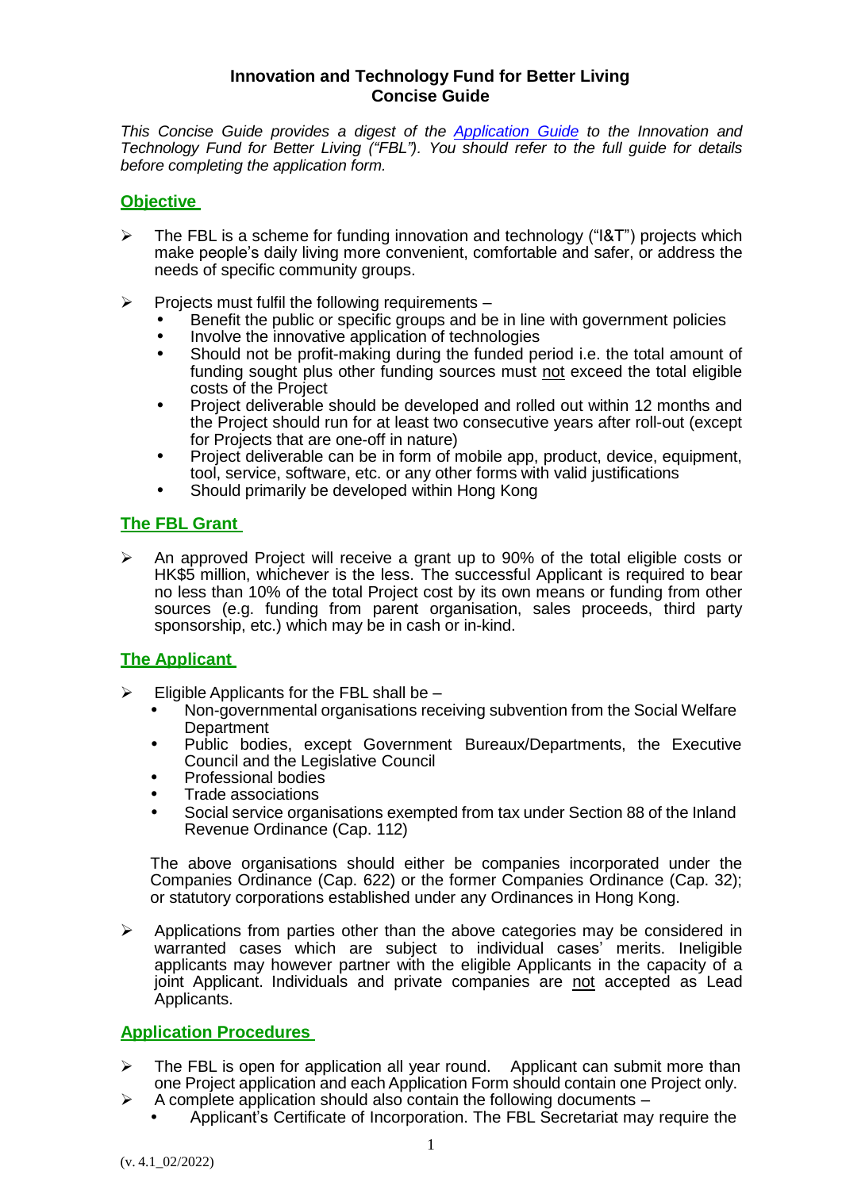# Innovation and Technology Fund for Better Living
# Concise Guide

*This Concise Guide provides a digest of the [Application Guide](Application Guide) to the Innovation and Technology Fund for Better Living ("FBL"). You should refer to the full guide for details before completing the application form.*

## Objective

- The FBL is a scheme for funding innovation and technology ("I&T") projects which make people's daily living more convenient, comfortable and safer, or address the needs of specific community groups.

- Projects must fulfil the following requirements –
  - Benefit the public or specific groups and be in line with government policies
  - Involve the innovative application of technologies
  - Should not be profit-making during the funded period i.e. the total amount of funding sought plus other funding sources must not exceed the total eligible costs of the Project
  - Project deliverable should be developed and rolled out within 12 months and the Project should run for at least two consecutive years after roll-out (except for Projects that are one-off in nature)
  - Project deliverable can be in form of mobile app, product, device, equipment, tool, service, software, etc. or any other forms with valid justifications
  - Should primarily be developed within Hong Kong

## The FBL Grant

- An approved Project will receive a grant up to 90% of the total eligible costs or HK$5 million, whichever is the less. The successful Applicant is required to bear no less than 10% of the total Project cost by its own means or funding from other sources (e.g. funding from parent organisation, sales proceeds, third party sponsorship, etc.) which may be in cash or in-kind.

## The Applicant

- Eligible Applicants for the FBL shall be –
  - Non-governmental organisations receiving subvention from the Social Welfare Department
  - Public bodies, except Government Bureaux/Departments, the Executive Council and the Legislative Council
  - Professional bodies
  - Trade associations
  - Social service organisations exempted from tax under Section 88 of the Inland Revenue Ordinance (Cap. 112)

  The above organisations should either be companies incorporated under the Companies Ordinance (Cap. 622) or the former Companies Ordinance (Cap. 32); or statutory corporations established under any Ordinances in Hong Kong.

- Applications from parties other than the above categories may be considered in warranted cases which are subject to individual cases' merits. Ineligible applicants may however partner with the eligible Applicants in the capacity of a joint Applicant. Individuals and private companies are not accepted as Lead Applicants.

## Application Procedures

- The FBL is open for application all year round. Applicant can submit more than one Project application and each Application Form should contain one Project only.
- A complete application should also contain the following documents –
  - Applicant's Certificate of Incorporation. The FBL Secretariat may require the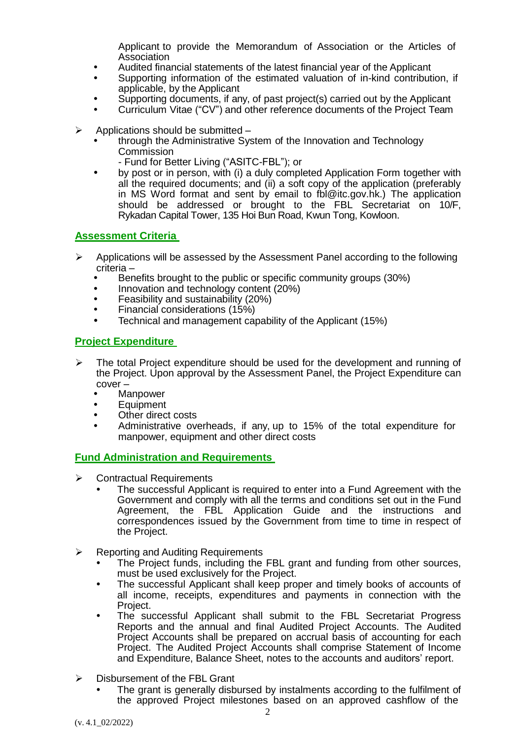Applicant to provide the Memorandum of Association or the Articles of Association
- Audited financial statements of the latest financial year of the Applicant
- Supporting information of the estimated valuation of in-kind contribution, if applicable, by the Applicant
- Supporting documents, if any, of past project(s) carried out by the Applicant
- Curriculum Vitae ("CV") and other reference documents of the Project Team

➢ Applications should be submitted –
- through the Administrative System of the Innovation and Technology Commission
  - Fund for Better Living ("ASITC-FBL"); or
- by post or in person, with (i) a duly completed Application Form together with all the required documents; and (ii) a soft copy of the application (preferably in MS Word format and sent by email to fbl@itc.gov.hk.) The application should be addressed or brought to the FBL Secretariat on 10/F, Rykadan Capital Tower, 135 Hoi Bun Road, Kwun Tong, Kowloon.

## Assessment Criteria

➢ Applications will be assessed by the Assessment Panel according to the following criteria –
- Benefits brought to the public or specific community groups (30%)
- Innovation and technology content (20%)
- Feasibility and sustainability (20%)
- Financial considerations (15%)
- Technical and management capability of the Applicant (15%)

## Project Expenditure

➢ The total Project expenditure should be used for the development and running of the Project. Upon approval by the Assessment Panel, the Project Expenditure can cover –
- Manpower
- Equipment
- Other direct costs
- Administrative overheads, if any, up to 15% of the total expenditure for manpower, equipment and other direct costs

## Fund Administration and Requirements

➢ Contractual Requirements
- The successful Applicant is required to enter into a Fund Agreement with the Government and comply with all the terms and conditions set out in the Fund Agreement, the FBL Application Guide and the instructions and correspondences issued by the Government from time to time in respect of the Project.

➢ Reporting and Auditing Requirements
- The Project funds, including the FBL grant and funding from other sources, must be used exclusively for the Project.
- The successful Applicant shall keep proper and timely books of accounts of all income, receipts, expenditures and payments in connection with the Project.
- The successful Applicant shall submit to the FBL Secretariat Progress Reports and the annual and final Audited Project Accounts. The Audited Project Accounts shall be prepared on accrual basis of accounting for each Project. The Audited Project Accounts shall comprise Statement of Income and Expenditure, Balance Sheet, notes to the accounts and auditors' report.

➢ Disbursement of the FBL Grant
- The grant is generally disbursed by instalments according to the fulfilment of the approved Project milestones based on an approved cashflow of the

(v. 4.1_02/2022)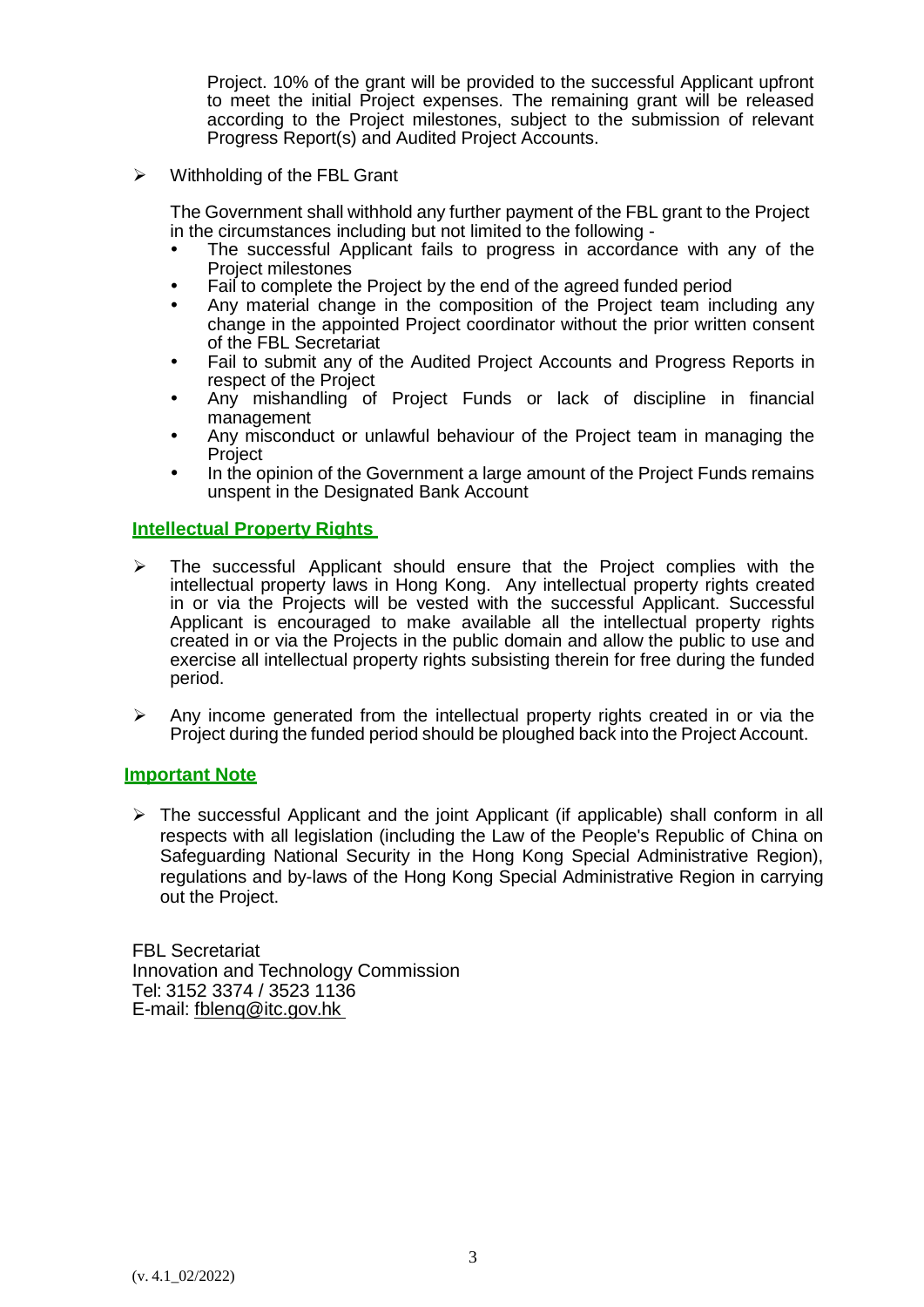Project. 10% of the grant will be provided to the successful Applicant upfront to meet the initial Project expenses. The remaining grant will be released according to the Project milestones, subject to the submission of relevant Progress Report(s) and Audited Project Accounts.

- Withholding of the FBL Grant

  The Government shall withhold any further payment of the FBL grant to the Project in the circumstances including but not limited to the following -

  - The successful Applicant fails to progress in accordance with any of the Project milestones
  - Fail to complete the Project by the end of the agreed funded period
  - Any material change in the composition of the Project team including any change in the appointed Project coordinator without the prior written consent of the FBL Secretariat
  - Fail to submit any of the Audited Project Accounts and Progress Reports in respect of the Project
  - Any mishandling of Project Funds or lack of discipline in financial management
  - Any misconduct or unlawful behaviour of the Project team in managing the Project
  - In the opinion of the Government a large amount of the Project Funds remains unspent in the Designated Bank Account

**Intellectual Property Rights**

- The successful Applicant should ensure that the Project complies with the intellectual property laws in Hong Kong. Any intellectual property rights created in or via the Projects will be vested with the successful Applicant. Successful Applicant is encouraged to make available all the intellectual property rights created in or via the Projects in the public domain and allow the public to use and exercise all intellectual property rights subsisting therein for free during the funded period.

- Any income generated from the intellectual property rights created in or via the Project during the funded period should be ploughed back into the Project Account.

**Important Note**

- The successful Applicant and the joint Applicant (if applicable) shall conform in all respects with all legislation (including the Law of the People's Republic of China on Safeguarding National Security in the Hong Kong Special Administrative Region), regulations and by-laws of the Hong Kong Special Administrative Region in carrying out the Project.

FBL Secretariat
Innovation and Technology Commission
Tel: 3152 3374 / 3523 1136
E-mail: fblenq@itc.gov.hk

(v. 4.1_02/2022)